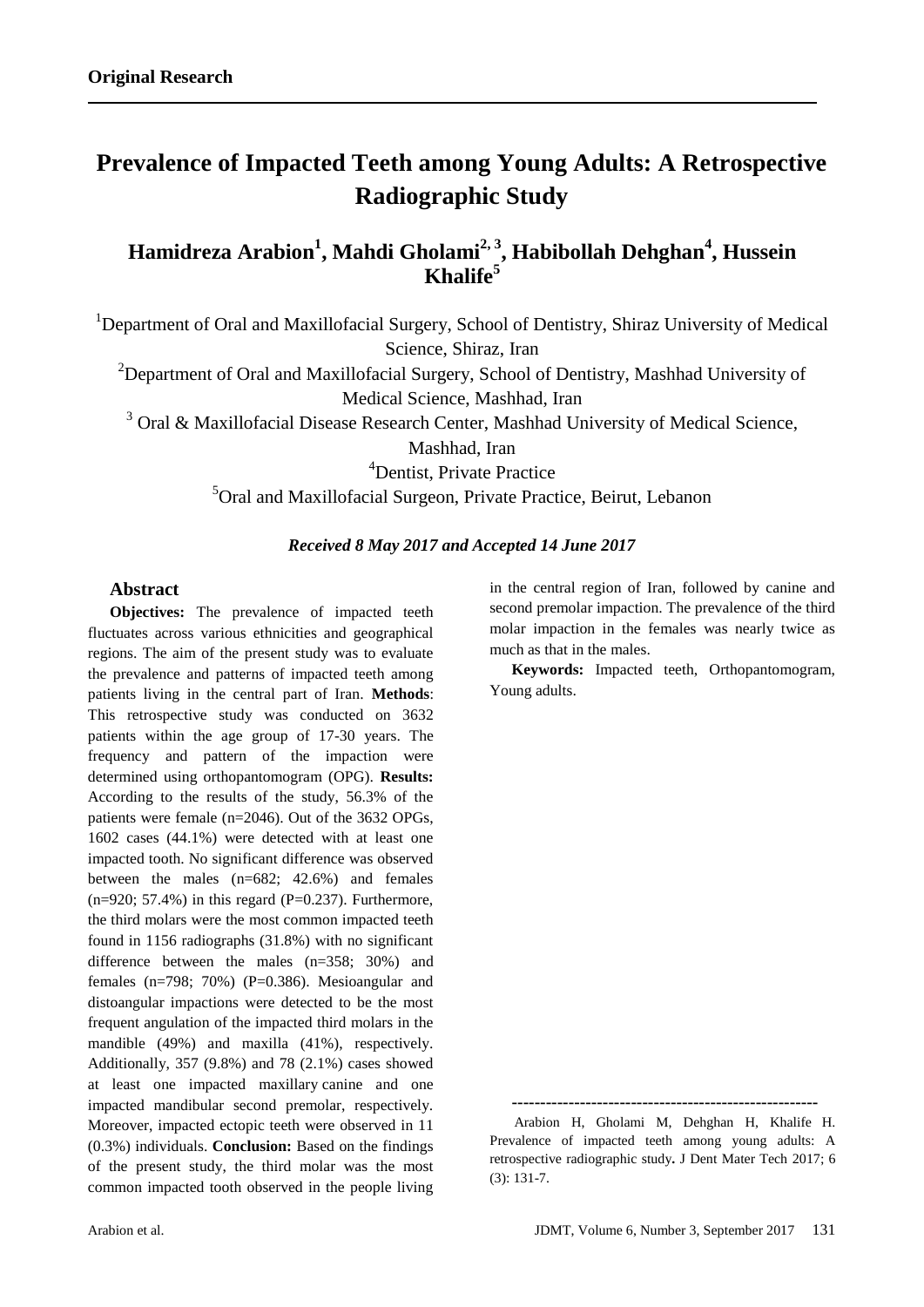**Original Research**

# Prevalence of Impacted Teeth among Young Adults: A Retrospective Radiographic Study

## Hamidreza Arabion[1], Mahdi Gholami[2, 3], Habibollah Dehghan[4], Hussein Khalife[5]

[1]Department of Oral and Maxillofacial Surgery, School of Dentistry, Shiraz University of Medical Science, Shiraz, Iran

[2]Department of Oral and Maxillofacial Surgery, School of Dentistry, Mashhad University of Medical Science, Mashhad, Iran

[3] Oral & Maxillofacial Disease Research Center, Mashhad University of Medical Science, Mashhad, Iran

[4]Dentist, Private Practice

[5]Oral and Maxillofacial Surgeon, Private Practice, Beirut, Lebanon

***Received 8 May 2017 and Accepted 14 June 2017***

### Abstract

**Objectives:** The prevalence of impacted teeth fluctuates across various ethnicities and geographical regions. The aim of the present study was to evaluate the prevalence and patterns of impacted teeth among patients living in the central part of Iran. **Methods**: This retrospective study was conducted on 3632 patients within the age group of 17-30 years. The frequency and pattern of the impaction were determined using orthopantomogram (OPG). **Results:** According to the results of the study, 56.3% of the patients were female (n=2046). Out of the 3632 OPGs, 1602 cases (44.1%) were detected with at least one impacted tooth. No significant difference was observed between the males (n=682; 42.6%) and females (n=920; 57.4%) in this regard (P=0.237). Furthermore, the third molars were the most common impacted teeth found in 1156 radiographs (31.8%) with no significant difference between the males (n=358; 30%) and females (n=798; 70%) (P=0.386). Mesioangular and distoangular impactions were detected to be the most frequent angulation of the impacted third molars in the mandible (49%) and maxilla (41%), respectively. Additionally, 357 (9.8%) and 78 (2.1%) cases showed at least one impacted maxillary canine and one impacted mandibular second premolar, respectively. Moreover, impacted ectopic teeth were observed in 11 (0.3%) individuals. **Conclusion:** Based on the findings of the present study, the third molar was the most common impacted tooth observed in the people living in the central region of Iran, followed by canine and second premolar impaction. The prevalence of the third molar impaction in the females was nearly twice as much as that in the males.

**Keywords:** Impacted teeth, Orthopantomogram, Young adults.

---

Arabion H, Gholami M, Dehghan H, Khalife H. Prevalence of impacted teeth among young adults: A retrospective radiographic study**.** J Dent Mater Tech 2017; 6 (3): 131-7.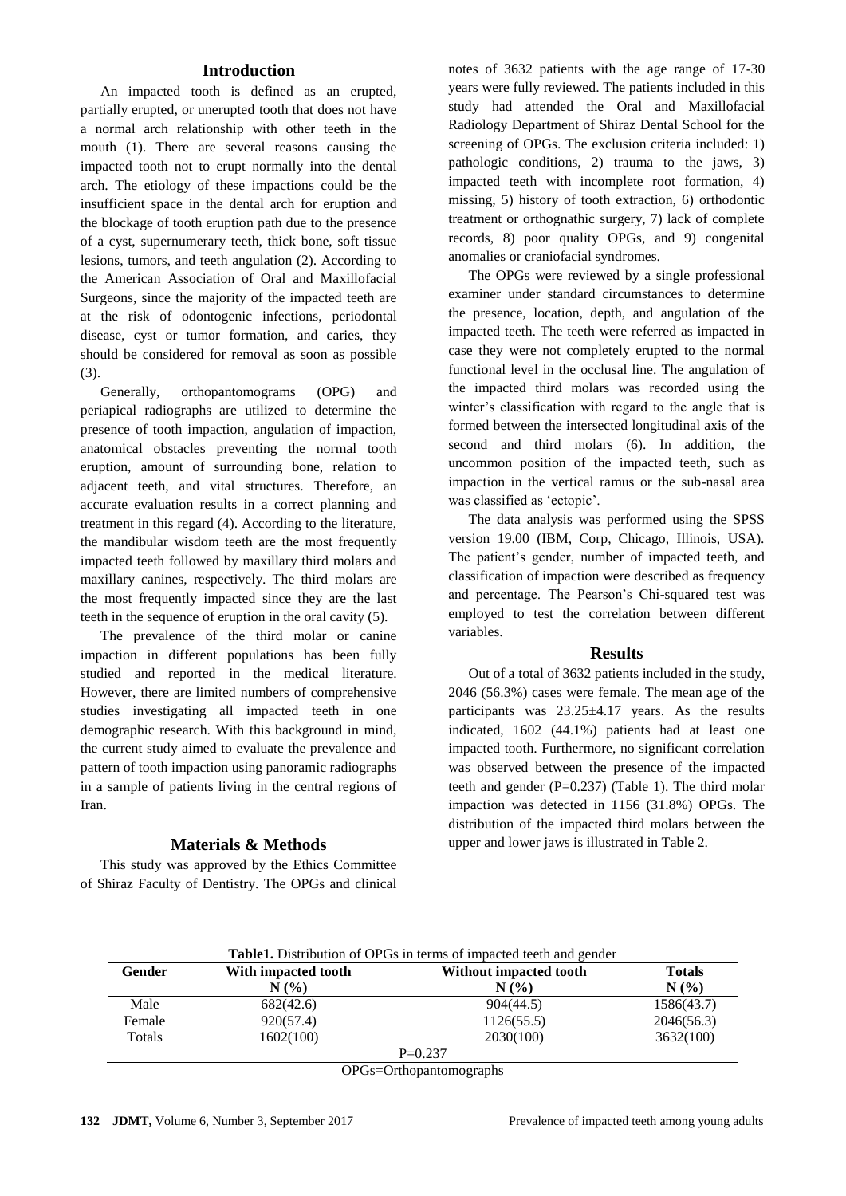## Introduction

An impacted tooth is defined as an erupted, partially erupted, or unerupted tooth that does not have a normal arch relationship with other teeth in the mouth (1). There are several reasons causing the impacted tooth not to erupt normally into the dental arch. The etiology of these impactions could be the insufficient space in the dental arch for eruption and the blockage of tooth eruption path due to the presence of a cyst, supernumerary teeth, thick bone, soft tissue lesions, tumors, and teeth angulation (2). According to the American Association of Oral and Maxillofacial Surgeons, since the majority of the impacted teeth are at the risk of odontogenic infections, periodontal disease, cyst or tumor formation, and caries, they should be considered for removal as soon as possible (3).

Generally, orthopantomograms (OPG) and periapical radiographs are utilized to determine the presence of tooth impaction, angulation of impaction, anatomical obstacles preventing the normal tooth eruption, amount of surrounding bone, relation to adjacent teeth, and vital structures. Therefore, an accurate evaluation results in a correct planning and treatment in this regard (4). According to the literature, the mandibular wisdom teeth are the most frequently impacted teeth followed by maxillary third molars and maxillary canines, respectively. The third molars are the most frequently impacted since they are the last teeth in the sequence of eruption in the oral cavity (5).

The prevalence of the third molar or canine impaction in different populations has been fully studied and reported in the medical literature. However, there are limited numbers of comprehensive studies investigating all impacted teeth in one demographic research. With this background in mind, the current study aimed to evaluate the prevalence and pattern of tooth impaction using panoramic radiographs in a sample of patients living in the central regions of Iran.

## Materials & Methods

This study was approved by the Ethics Committee of Shiraz Faculty of Dentistry. The OPGs and clinical notes of 3632 patients with the age range of 17-30 years were fully reviewed. The patients included in this study had attended the Oral and Maxillofacial Radiology Department of Shiraz Dental School for the screening of OPGs. The exclusion criteria included: 1) pathologic conditions, 2) trauma to the jaws, 3) impacted teeth with incomplete root formation, 4) missing, 5) history of tooth extraction, 6) orthodontic treatment or orthognathic surgery, 7) lack of complete records, 8) poor quality OPGs, and 9) congenital anomalies or craniofacial syndromes.

The OPGs were reviewed by a single professional examiner under standard circumstances to determine the presence, location, depth, and angulation of the impacted teeth. The teeth were referred as impacted in case they were not completely erupted to the normal functional level in the occlusal line. The angulation of the impacted third molars was recorded using the winter's classification with regard to the angle that is formed between the intersected longitudinal axis of the second and third molars (6). In addition, the uncommon position of the impacted teeth, such as impaction in the vertical ramus or the sub-nasal area was classified as 'ectopic'.

The data analysis was performed using the SPSS version 19.00 (IBM, Corp, Chicago, Illinois, USA). The patient's gender, number of impacted teeth, and classification of impaction were described as frequency and percentage. The Pearson's Chi-squared test was employed to test the correlation between different variables.

## Results

Out of a total of 3632 patients included in the study, 2046 (56.3%) cases were female. The mean age of the participants was 23.25±4.17 years. As the results indicated, 1602 (44.1%) patients had at least one impacted tooth. Furthermore, no significant correlation was observed between the presence of the impacted teeth and gender (P=0.237) (Table 1). The third molar impaction was detected in 1156 (31.8%) OPGs. The distribution of the impacted third molars between the upper and lower jaws is illustrated in Table 2.

**Table1.** Distribution of OPGs in terms of impacted teeth and gender

| Gender | With impacted tooth N (%) | Without impacted tooth N (%) | Totals N (%) |
|---|---|---|---|
| Male | 682(42.6) | 904(44.5) | 1586(43.7) |
| Female | 920(57.4) | 1126(55.5) | 2046(56.3) |
| Totals | 1602(100) | 2030(100) | 3632(100) |
| | | P=0.237 | |

OPGs=Orthopantomographs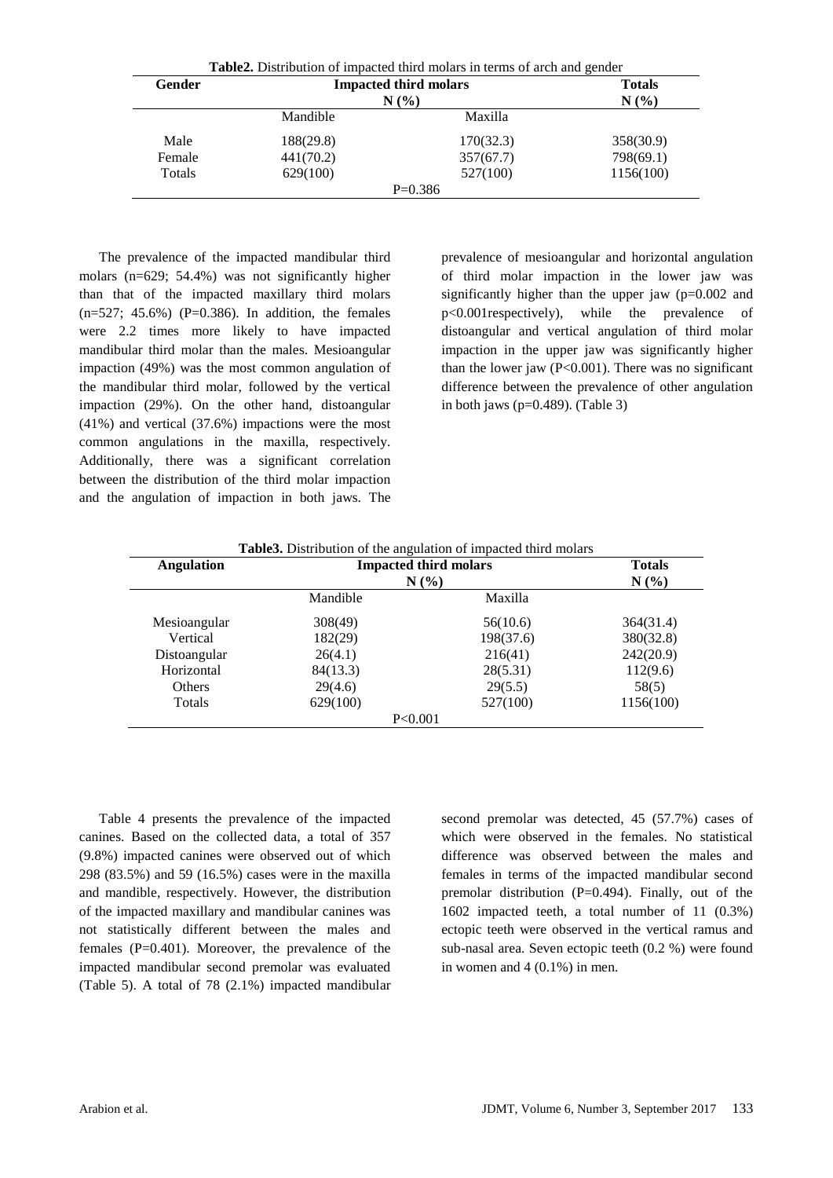**Table2.** Distribution of impacted third molars in terms of arch and gender

| Gender | Impacted third molars N (%) | | Totals N (%) |
|---|---|---|---|
| | Mandible | Maxilla | |
| Male | 188(29.8) | 170(32.3) | 358(30.9) |
| Female | 441(70.2) | 357(67.7) | 798(69.1) |
| Totals | 629(100) | 527(100) | 1156(100) |
| | P=0.386 | | |

The prevalence of the impacted mandibular third molars (n=629; 54.4%) was not significantly higher than that of the impacted maxillary third molars (n=527; 45.6%) (P=0.386). In addition, the females were 2.2 times more likely to have impacted mandibular third molar than the males. Mesioangular impaction (49%) was the most common angulation of the mandibular third molar, followed by the vertical impaction (29%). On the other hand, distoangular (41%) and vertical (37.6%) impactions were the most common angulations in the maxilla, respectively. Additionally, there was a significant correlation between the distribution of the third molar impaction and the angulation of impaction in both jaws. The prevalence of mesioangular and horizontal angulation of third molar impaction in the lower jaw was significantly higher than the upper jaw (p=0.002 and p<0.001respectively), while the prevalence of distoangular and vertical angulation of third molar impaction in the upper jaw was significantly higher than the lower jaw (P<0.001). There was no significant difference between the prevalence of other angulation in both jaws (p=0.489). (Table 3)

**Table3.** Distribution of the angulation of impacted third molars

| Angulation | Impacted third molars N (%) | | Totals N (%) |
|---|---|---|---|
| | Mandible | Maxilla | |
| Mesioangular | 308(49) | 56(10.6) | 364(31.4) |
| Vertical | 182(29) | 198(37.6) | 380(32.8) |
| Distoangular | 26(4.1) | 216(41) | 242(20.9) |
| Horizontal | 84(13.3) | 28(5.31) | 112(9.6) |
| Others | 29(4.6) | 29(5.5) | 58(5) |
| Totals | 629(100) | 527(100) | 1156(100) |
| | P<0.001 | | |

Table 4 presents the prevalence of the impacted canines. Based on the collected data, a total of 357 (9.8%) impacted canines were observed out of which 298 (83.5%) and 59 (16.5%) cases were in the maxilla and mandible, respectively. However, the distribution of the impacted maxillary and mandibular canines was not statistically different between the males and females (P=0.401). Moreover, the prevalence of the impacted mandibular second premolar was evaluated (Table 5). A total of 78 (2.1%) impacted mandibular second premolar was detected, 45 (57.7%) cases of which were observed in the females. No statistical difference was observed between the males and females in terms of the impacted mandibular second premolar distribution (P=0.494). Finally, out of the 1602 impacted teeth, a total number of 11 (0.3%) ectopic teeth were observed in the vertical ramus and sub-nasal area. Seven ectopic teeth (0.2 %) were found in women and 4 (0.1%) in men.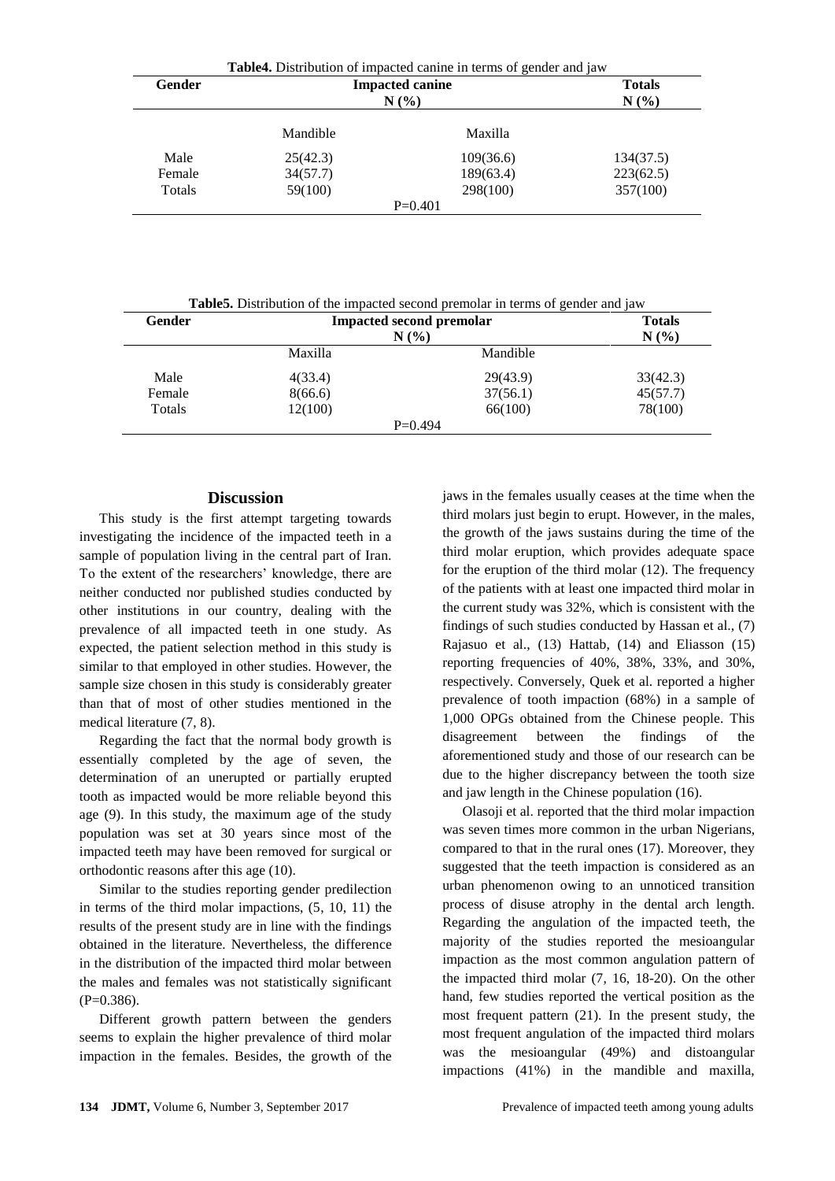**Table4.** Distribution of impacted canine in terms of gender and jaw

| Gender | Impacted canine N (%) | | Totals N (%) |
|---|---|---|---|
| | Mandible | Maxilla | |
| Male | 25(42.3) | 109(36.6) | 134(37.5) |
| Female | 34(57.7) | 189(63.4) | 223(62.5) |
| Totals | 59(100) | 298(100) | 357(100) |
| | | P=0.401 | |

**Table5.** Distribution of the impacted second premolar in terms of gender and jaw

| Gender | Impacted second premolar N (%) | | Totals N (%) |
|---|---|---|---|
| | Maxilla | Mandible | |
| Male | 4(33.4) | 29(43.9) | 33(42.3) |
| Female | 8(66.6) | 37(56.1) | 45(57.7) |
| Totals | 12(100) | 66(100) | 78(100) |
| | | P=0.494 | |

## Discussion

This study is the first attempt targeting towards investigating the incidence of the impacted teeth in a sample of population living in the central part of Iran. To the extent of the researchers' knowledge, there are neither conducted nor published studies conducted by other institutions in our country, dealing with the prevalence of all impacted teeth in one study. As expected, the patient selection method in this study is similar to that employed in other studies. However, the sample size chosen in this study is considerably greater than that of most of other studies mentioned in the medical literature (7, 8).

Regarding the fact that the normal body growth is essentially completed by the age of seven, the determination of an unerupted or partially erupted tooth as impacted would be more reliable beyond this age (9). In this study, the maximum age of the study population was set at 30 years since most of the impacted teeth may have been removed for surgical or orthodontic reasons after this age (10).

Similar to the studies reporting gender predilection in terms of the third molar impactions, (5, 10, 11) the results of the present study are in line with the findings obtained in the literature. Nevertheless, the difference in the distribution of the impacted third molar between the males and females was not statistically significant (P=0.386).

Different growth pattern between the genders seems to explain the higher prevalence of third molar impaction in the females. Besides, the growth of the jaws in the females usually ceases at the time when the third molars just begin to erupt. However, in the males, the growth of the jaws sustains during the time of the third molar eruption, which provides adequate space for the eruption of the third molar (12). The frequency of the patients with at least one impacted third molar in the current study was 32%, which is consistent with the findings of such studies conducted by Hassan et al., (7) Rajasuo et al., (13) Hattab, (14) and Eliasson (15) reporting frequencies of 40%, 38%, 33%, and 30%, respectively. Conversely, Quek et al. reported a higher prevalence of tooth impaction (68%) in a sample of 1,000 OPGs obtained from the Chinese people. This disagreement between the findings of the aforementioned study and those of our research can be due to the higher discrepancy between the tooth size and jaw length in the Chinese population (16).

Olasoji et al. reported that the third molar impaction was seven times more common in the urban Nigerians, compared to that in the rural ones (17). Moreover, they suggested that the teeth impaction is considered as an urban phenomenon owing to an unnoticed transition process of disuse atrophy in the dental arch length. Regarding the angulation of the impacted teeth, the majority of the studies reported the mesioangular impaction as the most common angulation pattern of the impacted third molar (7, 16, 18-20). On the other hand, few studies reported the vertical position as the most frequent pattern (21). In the present study, the most frequent angulation of the impacted third molars was the mesioangular (49%) and distoangular impactions (41%) in the mandible and maxilla,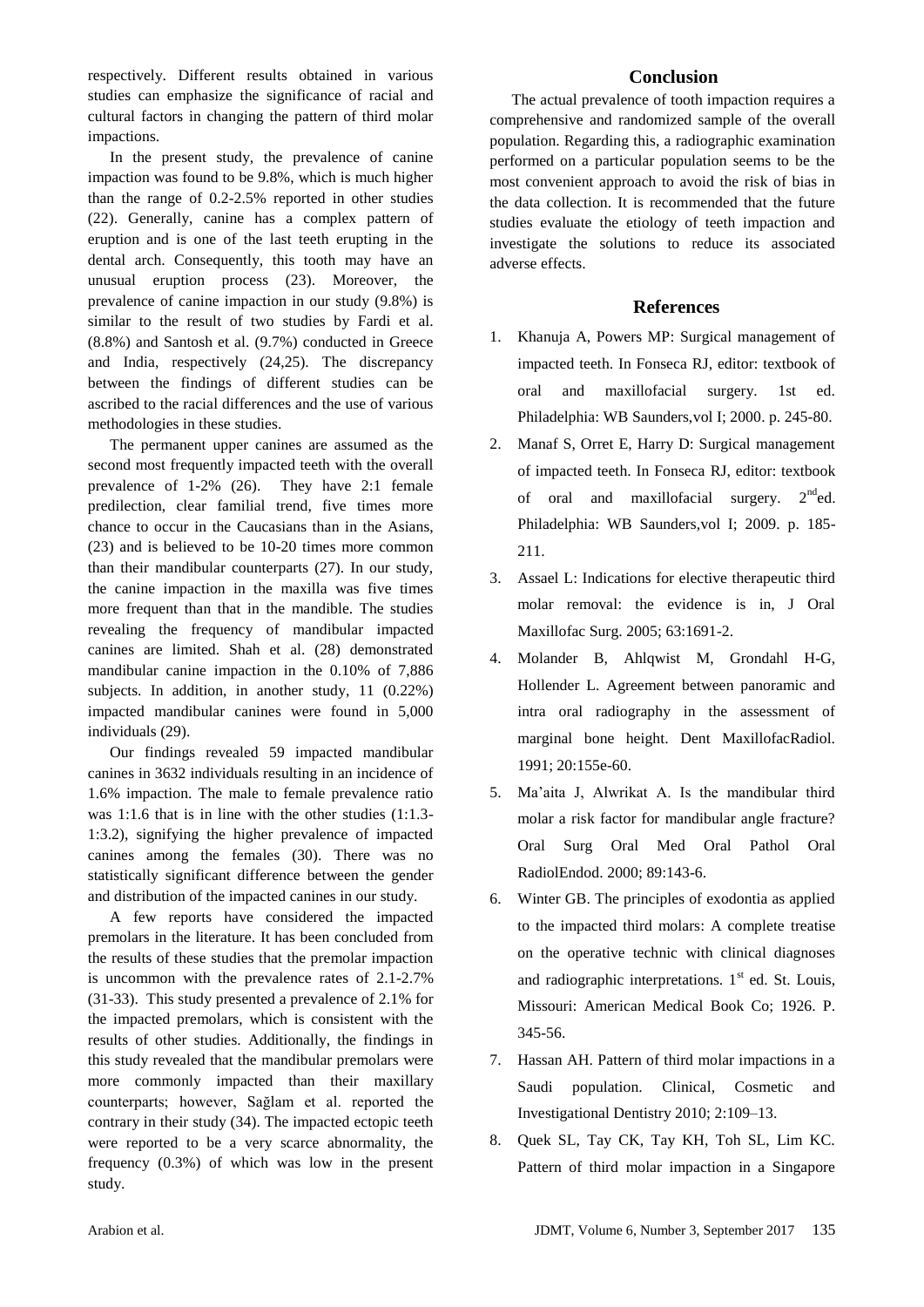respectively. Different results obtained in various studies can emphasize the significance of racial and cultural factors in changing the pattern of third molar impactions.

In the present study, the prevalence of canine impaction was found to be 9.8%, which is much higher than the range of 0.2-2.5% reported in other studies (22). Generally, canine has a complex pattern of eruption and is one of the last teeth erupting in the dental arch. Consequently, this tooth may have an unusual eruption process (23). Moreover, the prevalence of canine impaction in our study (9.8%) is similar to the result of two studies by Fardi et al. (8.8%) and Santosh et al. (9.7%) conducted in Greece and India, respectively (24,25). The discrepancy between the findings of different studies can be ascribed to the racial differences and the use of various methodologies in these studies.

The permanent upper canines are assumed as the second most frequently impacted teeth with the overall prevalence of 1-2% (26). They have 2:1 female predilection, clear familial trend, five times more chance to occur in the Caucasians than in the Asians, (23) and is believed to be 10-20 times more common than their mandibular counterparts (27). In our study, the canine impaction in the maxilla was five times more frequent than that in the mandible. The studies revealing the frequency of mandibular impacted canines are limited. Shah et al. (28) demonstrated mandibular canine impaction in the 0.10% of 7,886 subjects. In addition, in another study, 11 (0.22%) impacted mandibular canines were found in 5,000 individuals (29).

Our findings revealed 59 impacted mandibular canines in 3632 individuals resulting in an incidence of 1.6% impaction. The male to female prevalence ratio was 1:1.6 that is in line with the other studies (1:1.3-1:3.2), signifying the higher prevalence of impacted canines among the females (30). There was no statistically significant difference between the gender and distribution of the impacted canines in our study.

A few reports have considered the impacted premolars in the literature. It has been concluded from the results of these studies that the premolar impaction is uncommon with the prevalence rates of 2.1-2.7% (31-33). This study presented a prevalence of 2.1% for the impacted premolars, which is consistent with the results of other studies. Additionally, the findings in this study revealed that the mandibular premolars were more commonly impacted than their maxillary counterparts; however, Sağlam et al. reported the contrary in their study (34). The impacted ectopic teeth were reported to be a very scarce abnormality, the frequency (0.3%) of which was low in the present study.

## Conclusion

The actual prevalence of tooth impaction requires a comprehensive and randomized sample of the overall population. Regarding this, a radiographic examination performed on a particular population seems to be the most convenient approach to avoid the risk of bias in the data collection. It is recommended that the future studies evaluate the etiology of teeth impaction and investigate the solutions to reduce its associated adverse effects.

## References

1. Khanuja A, Powers MP: Surgical management of impacted teeth. In Fonseca RJ, editor: textbook of oral and maxillofacial surgery. 1st ed. Philadelphia: WB Saunders,vol I; 2000. p. 245-80.
2. Manaf S, Orret E, Harry D: Surgical management of impacted teeth. In Fonseca RJ, editor: textbook of oral and maxillofacial surgery. 2nd ed. Philadelphia: WB Saunders,vol I; 2009. p. 185-211.
3. Assael L: Indications for elective therapeutic third molar removal: the evidence is in, J Oral Maxillofac Surg. 2005; 63:1691-2.
4. Molander B, Ahlqwist M, Grondahl H-G, Hollender L. Agreement between panoramic and intra oral radiography in the assessment of marginal bone height. Dent MaxillofacRadiol. 1991; 20:155e-60.
5. Ma'aita J, Alwrikat A. Is the mandibular third molar a risk factor for mandibular angle fracture? Oral Surg Oral Med Oral Pathol Oral RadiolEndod. 2000; 89:143-6.
6. Winter GB. The principles of exodontia as applied to the impacted third molars: A complete treatise on the operative technic with clinical diagnoses and radiographic interpretations. 1st ed. St. Louis, Missouri: American Medical Book Co; 1926. P. 345-56.
7. Hassan AH. Pattern of third molar impactions in a Saudi population. Clinical, Cosmetic and Investigational Dentistry 2010; 2:109–13.
8. Quek SL, Tay CK, Tay KH, Toh SL, Lim KC. Pattern of third molar impaction in a Singapore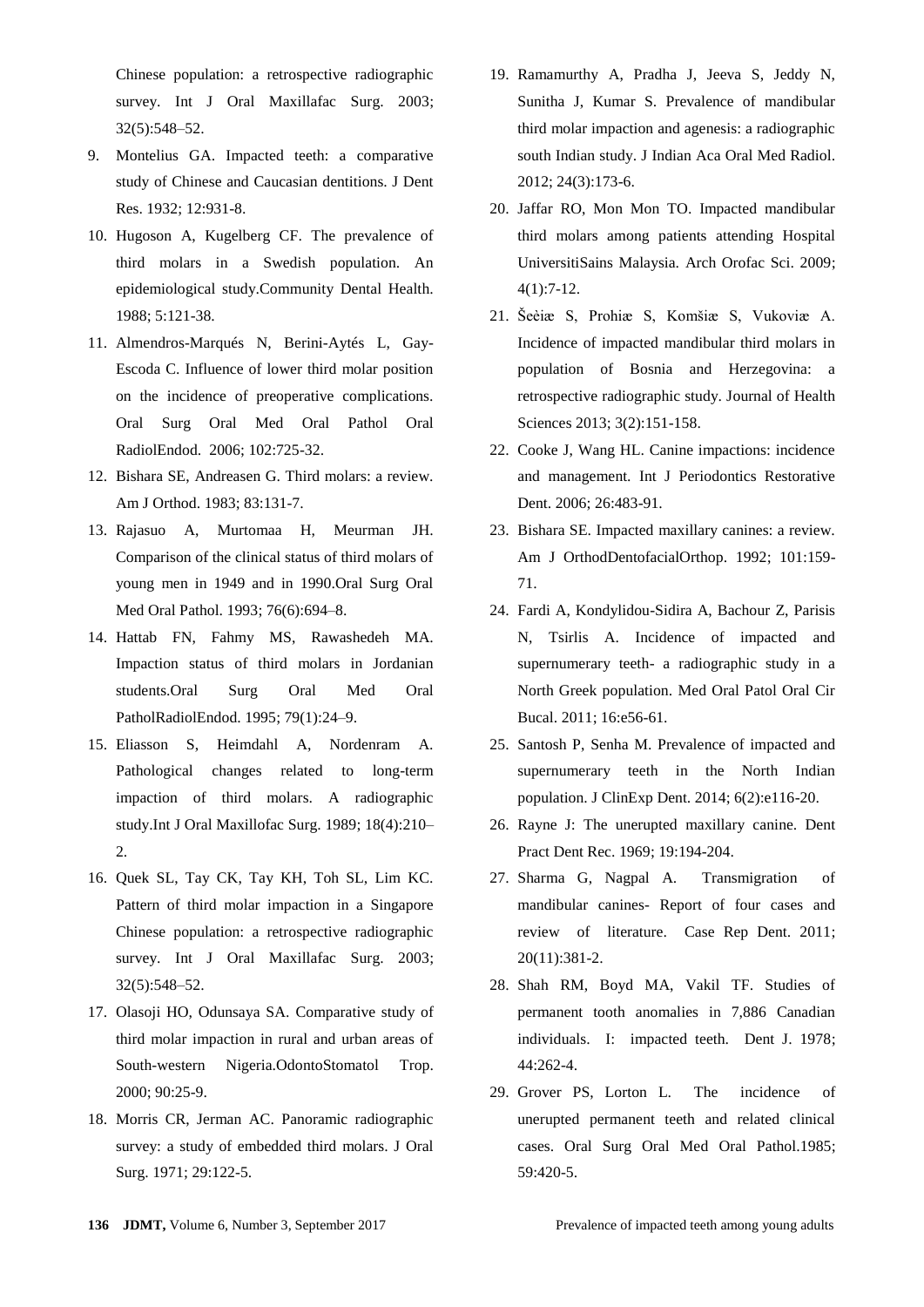Chinese population: a retrospective radiographic survey. Int J Oral Maxillafac Surg. 2003; 32(5):548–52.

9. Montelius GA. Impacted teeth: a comparative study of Chinese and Caucasian dentitions. J Dent Res. 1932; 12:931-8.
10. Hugoson A, Kugelberg CF. The prevalence of third molars in a Swedish population. An epidemiological study.Community Dental Health. 1988; 5:121-38.
11. Almendros-Marqués N, Berini-Aytés L, Gay-Escoda C. Influence of lower third molar position on the incidence of preoperative complications. Oral Surg Oral Med Oral Pathol Oral RadiolEndod. 2006; 102:725-32.
12. Bishara SE, Andreasen G. Third molars: a review. Am J Orthod. 1983; 83:131-7.
13. Rajasuo A, Murtomaa H, Meurman JH. Comparison of the clinical status of third molars of young men in 1949 and in 1990.Oral Surg Oral Med Oral Pathol. 1993; 76(6):694–8.
14. Hattab FN, Fahmy MS, Rawashedeh MA. Impaction status of third molars in Jordanian students.Oral Surg Oral Med Oral PatholRadiolEndod. 1995; 79(1):24–9.
15. Eliasson S, Heimdahl A, Nordenram A. Pathological changes related to long-term impaction of third molars. A radiographic study.Int J Oral Maxillofac Surg. 1989; 18(4):210–2.
16. Quek SL, Tay CK, Tay KH, Toh SL, Lim KC. Pattern of third molar impaction in a Singapore Chinese population: a retrospective radiographic survey. Int J Oral Maxillafac Surg. 2003; 32(5):548–52.
17. Olasoji HO, Odunsaya SA. Comparative study of third molar impaction in rural and urban areas of South-western Nigeria.OdontoStomatol Trop. 2000; 90:25-9.
18. Morris CR, Jerman AC. Panoramic radiographic survey: a study of embedded third molars. J Oral Surg. 1971; 29:122-5.
19. Ramamurthy A, Pradha J, Jeeva S, Jeddy N, Sunitha J, Kumar S. Prevalence of mandibular third molar impaction and agenesis: a radiographic south Indian study. J Indian Aca Oral Med Radiol. 2012; 24(3):173-6.
20. Jaffar RO, Mon Mon TO. Impacted mandibular third molars among patients attending Hospital UniversitiSains Malaysia. Arch Orofac Sci. 2009; 4(1):7-12.
21. Šeèiæ S, Prohiæ S, Komšiæ S, Vukoviæ A. Incidence of impacted mandibular third molars in population of Bosnia and Herzegovina: a retrospective radiographic study. Journal of Health Sciences 2013; 3(2):151-158.
22. Cooke J, Wang HL. Canine impactions: incidence and management. Int J Periodontics Restorative Dent. 2006; 26:483-91.
23. Bishara SE. Impacted maxillary canines: a review. Am J OrthodDentofacialOrthop. 1992; 101:159-71.
24. Fardi A, Kondylidou-Sidira A, Bachour Z, Parisis N, Tsirlis A. Incidence of impacted and supernumerary teeth- a radiographic study in a North Greek population. Med Oral Patol Oral Cir Bucal. 2011; 16:e56-61.
25. Santosh P, Senha M. Prevalence of impacted and supernumerary teeth in the North Indian population. J ClinExp Dent. 2014; 6(2):e116-20.
26. Rayne J: The unerupted maxillary canine. Dent Pract Dent Rec. 1969; 19:194-204.
27. Sharma G, Nagpal A. Transmigration of mandibular canines- Report of four cases and review of literature. Case Rep Dent. 2011; 20(11):381-2.
28. Shah RM, Boyd MA, Vakil TF. Studies of permanent tooth anomalies in 7,886 Canadian individuals. I: impacted teeth. Dent J. 1978; 44:262-4.
29. Grover PS, Lorton L. The incidence of unerupted permanent teeth and related clinical cases. Oral Surg Oral Med Oral Pathol.1985; 59:420-5.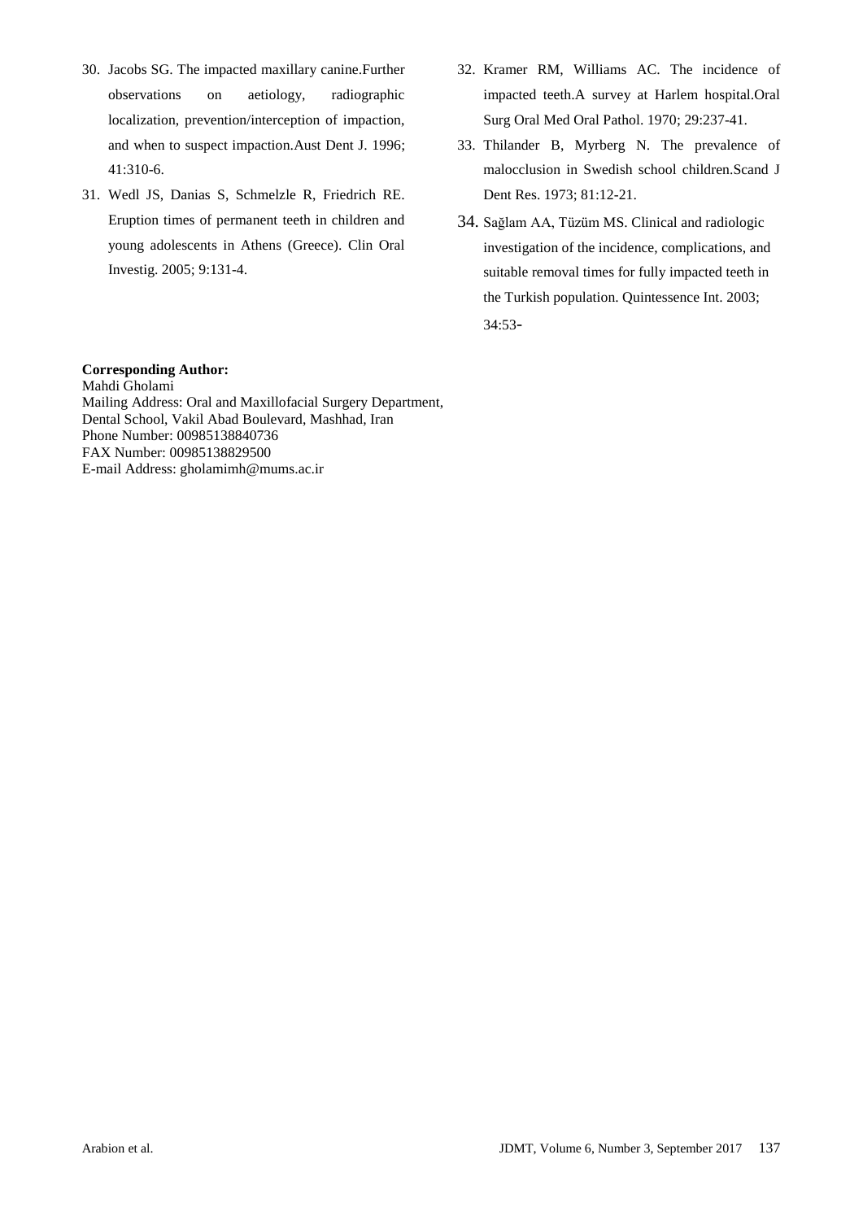30. Jacobs SG. The impacted maxillary canine.Further observations on aetiology, radiographic localization, prevention/interception of impaction, and when to suspect impaction.Aust Dent J. 1996; 41:310-6.
31. Wedl JS, Danias S, Schmelzle R, Friedrich RE. Eruption times of permanent teeth in children and young adolescents in Athens (Greece). Clin Oral Investig. 2005; 9:131-4.
32. Kramer RM, Williams AC. The incidence of impacted teeth.A survey at Harlem hospital.Oral Surg Oral Med Oral Pathol. 1970; 29:237-41.
33. Thilander B, Myrberg N. The prevalence of malocclusion in Swedish school children.Scand J Dent Res. 1973; 81:12-21.
34. Sağlam AA, Tüzüm MS. Clinical and radiologic investigation of the incidence, complications, and suitable removal times for fully impacted teeth in the Turkish population. Quintessence Int. 2003; 34:53-

**Corresponding Author:**
Mahdi Gholami
Mailing Address: Oral and Maxillofacial Surgery Department, Dental School, Vakil Abad Boulevard, Mashhad, Iran
Phone Number: 00985138840736
FAX Number: 00985138829500
E-mail Address: gholamimh@mums.ac.ir